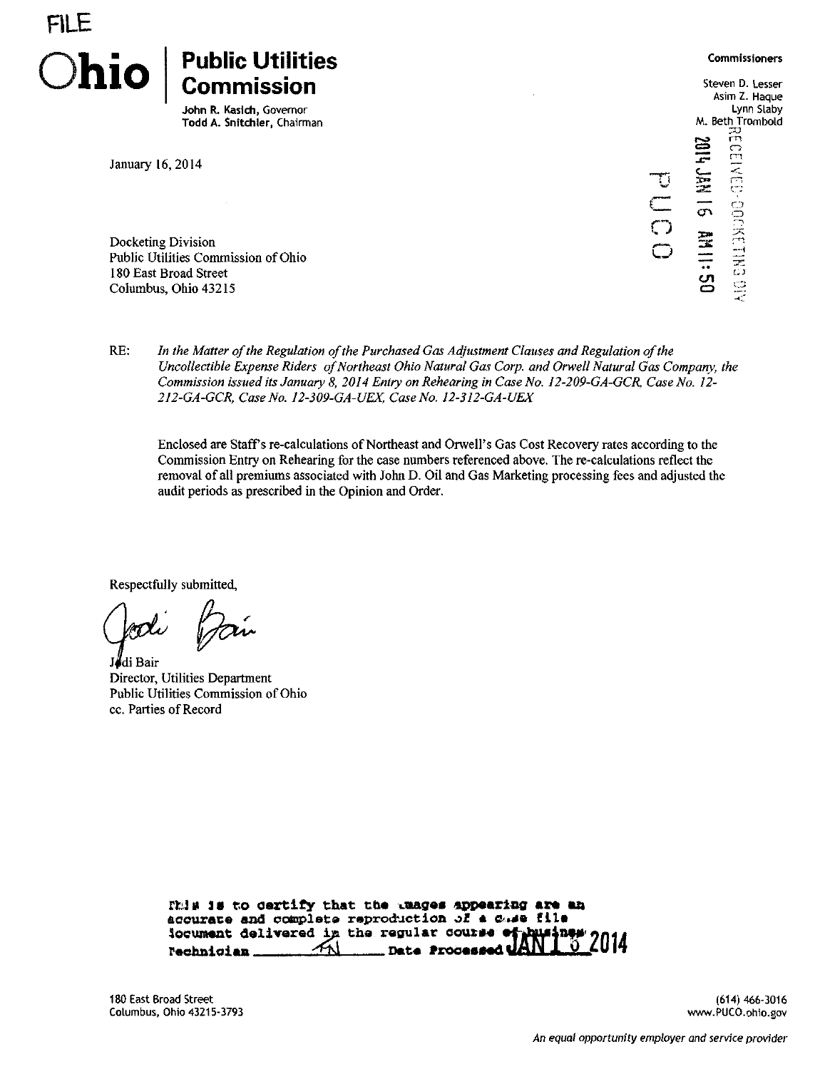FILE

# Ohio | Public Utilities Commission

John R. Kasich, Governor
Todd A. Snitchler, Chairman

**Commissioners**

Steven D. Lesser
Asim Z. Haque
Lynn Slaby
M. Beth Trombold

RECEIVED-DOCKETING DIV
2014 JAN 16 AM 11:50
PUCO

January 16, 2014

Docketing Division
Public Utilities Commission of Ohio
180 East Broad Street
Columbus, Ohio 43215

RE: *In the Matter of the Regulation of the Purchased Gas Adjustment Clauses and Regulation of the Uncollectible Expense Riders of Northeast Ohio Natural Gas Corp. and Orwell Natural Gas Company, the Commission issued its January 8, 2014 Entry on Rehearing in Case No. 12-209-GA-GCR, Case No. 12-212-GA-GCR, Case No. 12-309-GA-UEX, Case No. 12-312-GA-UEX*

Enclosed are Staff's re-calculations of Northeast and Orwell's Gas Cost Recovery rates according to the Commission Entry on Rehearing for the case numbers referenced above. The re-calculations reflect the removal of all premiums associated with John D. Oil and Gas Marketing processing fees and adjusted the audit periods as prescribed in the Opinion and Order.

Respectfully submitted,

Jodi Bair
Director, Utilities Department
Public Utilities Commission of Ohio
cc. Parties of Record

This is to certify that the images appearing are an accurate and complete reproduction of a case file document delivered in the regular course of business
Technician FN Date Processed JAN 16 2014

180 East Broad Street
Columbus, Ohio 43215-3793

(614) 466-3016
www.PUCO.ohio.gov

*An equal opportunity employer and service provider*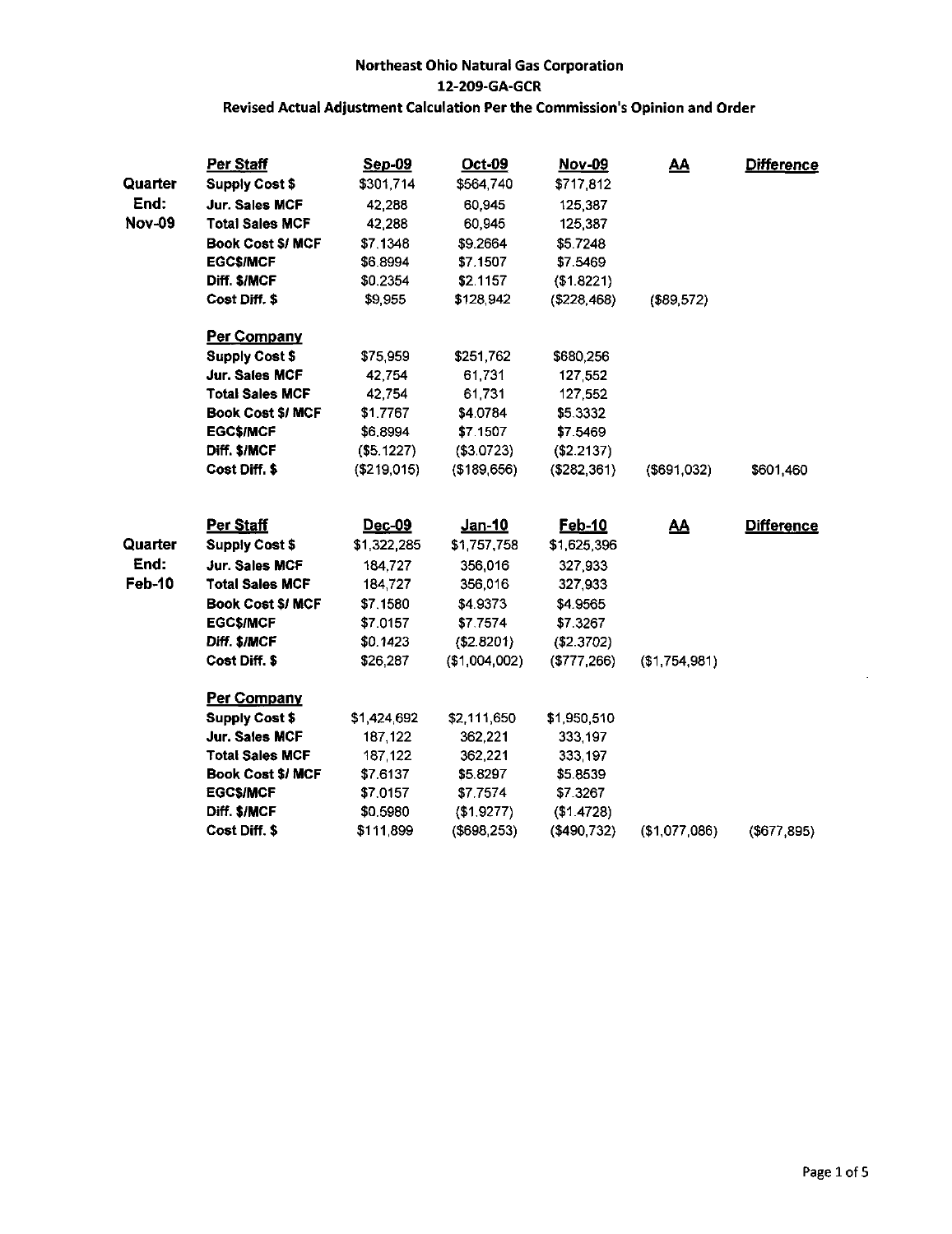**Northeast Ohio Natural Gas Corporation**

**12-209-GA-GCR**

**Revised Actual Adjustment Calculation Per the Commission's Opinion and Order**

| | | Sep-09 | Oct-09 | Nov-09 | AA | Difference |
|---|---|---|---|---|---|---|
| **Quarter End: Nov-09** | **Per Staff** | | | | | |
| | **Supply Cost $** | $301,714 | $564,740 | $717,812 | | |
| | **Jur. Sales MCF** | 42,288 | 60,945 | 125,387 | | |
| | **Total Sales MCF** | 42,288 | 60,945 | 125,387 | | |
| | **Book Cost $/ MCF** | $7.1348 | $9.2664 | $5.7248 | | |
| | **EGC$/MCF** | $6.8994 | $7.1507 | $7.5469 | | |
| | **Diff. $/MCF** | $0.2354 | $2.1157 | ($1.8221) | | |
| | **Cost Diff. $** | $9,955 | $128,942 | ($228,468) | ($89,572) | |
| | **Per Company** | | | | | |
| | **Supply Cost $** | $75,959 | $251,762 | $680,256 | | |
| | **Jur. Sales MCF** | 42,754 | 61,731 | 127,552 | | |
| | **Total Sales MCF** | 42,754 | 61,731 | 127,552 | | |
| | **Book Cost $/ MCF** | $1.7767 | $4.0784 | $5.3332 | | |
| | **EGC$/MCF** | $6.8994 | $7.1507 | $7.5469 | | |
| | **Diff. $/MCF** | ($5.1227) | ($3.0723) | ($2.2137) | | |
| | **Cost Diff. $** | ($219,015) | ($189,656) | ($282,361) | ($691,032) | $601,460 |

| | | Dec-09 | Jan-10 | Feb-10 | AA | Difference |
|---|---|---|---|---|---|---|
| **Quarter End: Feb-10** | **Per Staff** | | | | | |
| | **Supply Cost $** | $1,322,285 | $1,757,758 | $1,625,396 | | |
| | **Jur. Sales MCF** | 184,727 | 356,016 | 327,933 | | |
| | **Total Sales MCF** | 184,727 | 356,016 | 327,933 | | |
| | **Book Cost $/ MCF** | $7.1580 | $4.9373 | $4.9565 | | |
| | **EGC$/MCF** | $7.0157 | $7.7574 | $7.3267 | | |
| | **Diff. $/MCF** | $0.1423 | ($2.8201) | ($2.3702) | | |
| | **Cost Diff. $** | $26,287 | ($1,004,002) | ($777,266) | ($1,754,981) | |
| | **Per Company** | | | | | |
| | **Supply Cost $** | $1,424,692 | $2,111,650 | $1,950,510 | | |
| | **Jur. Sales MCF** | 187,122 | 362,221 | 333,197 | | |
| | **Total Sales MCF** | 187,122 | 362,221 | 333,197 | | |
| | **Book Cost $/ MCF** | $7.6137 | $5.8297 | $5.8539 | | |
| | **EGC$/MCF** | $7.0157 | $7.7574 | $7.3267 | | |
| | **Diff. $/MCF** | $0.5980 | ($1.9277) | ($1.4728) | | |
| | **Cost Diff. $** | $111,899 | ($698,253) | ($490,732) | ($1,077,086) | ($677,895) |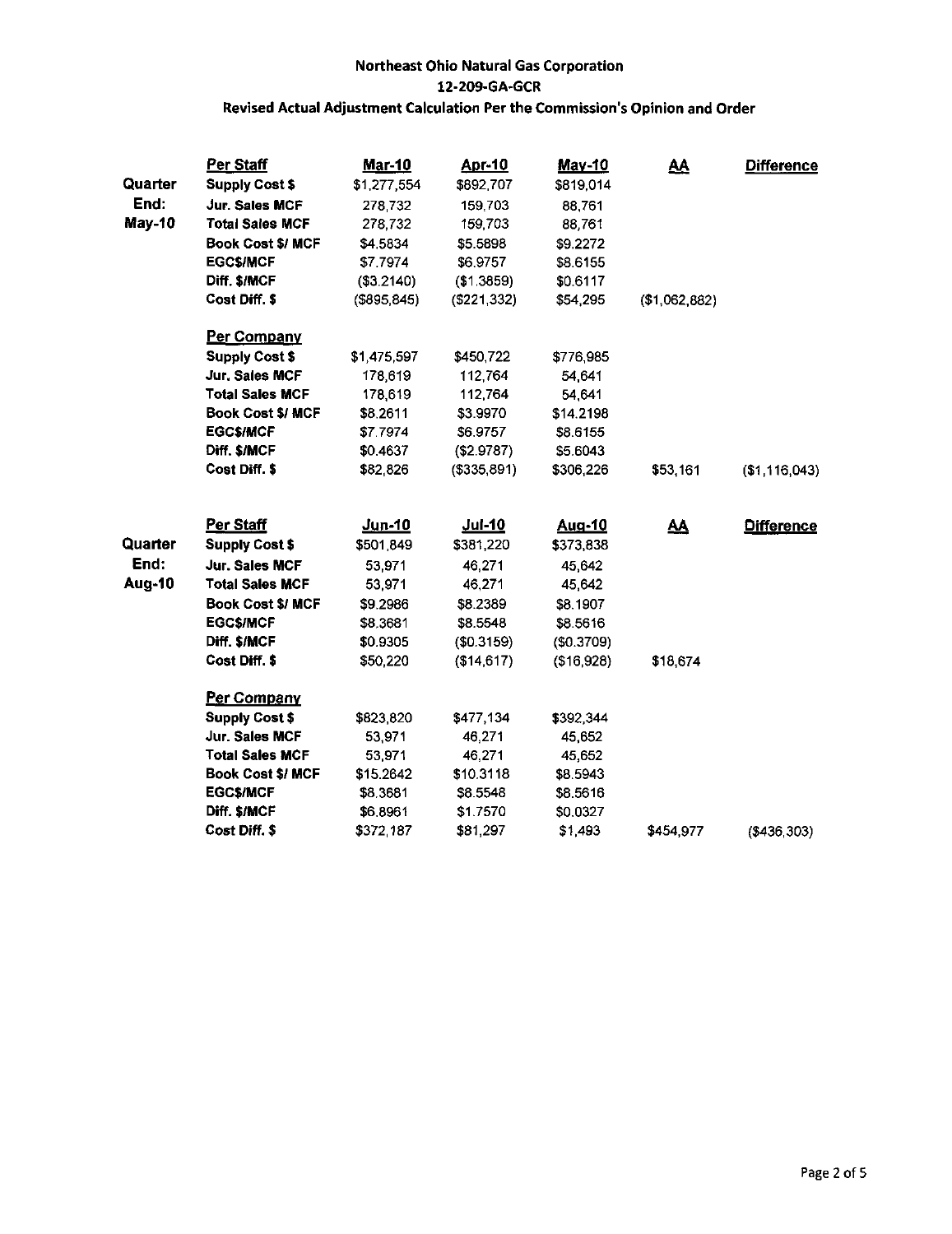**Northeast Ohio Natural Gas Corporation**

**12-209-GA-GCR**

**Revised Actual Adjustment Calculation Per the Commission's Opinion and Order**

| | **Per Staff** | **Mar-10** | **Apr-10** | **May-10** | **AA** | **Difference** |
|---|---|---|---|---|---|---|
| **Quarter** | **Supply Cost $** | $1,277,554 | $892,707 | $819,014 | | |
| **End:** | **Jur. Sales MCF** | 278,732 | 159,703 | 88,761 | | |
| **May-10** | **Total Sales MCF** | 278,732 | 159,703 | 88,761 | | |
| | **Book Cost $/ MCF** | $4.5834 | $5.5898 | $9.2272 | | |
| | **EGC$/MCF** | $7.7974 | $6.9757 | $8.6155 | | |
| | **Diff. $/MCF** | ($3.2140) | ($1.3859) | $0.6117 | | |
| | **Cost Diff. $** | ($895,845) | ($221,332) | $54,295 | ($1,062,882) | |
| | **Per Company** | | | | | |
| | **Supply Cost $** | $1,475,597 | $450,722 | $776,985 | | |
| | **Jur. Sales MCF** | 178,619 | 112,764 | 54,641 | | |
| | **Total Sales MCF** | 178,619 | 112,764 | 54,641 | | |
| | **Book Cost $/ MCF** | $8.2611 | $3.9970 | $14.2198 | | |
| | **EGC$/MCF** | $7.7974 | $6.9757 | $8.6155 | | |
| | **Diff. $/MCF** | $0.4637 | ($2.9787) | $5.6043 | | |
| | **Cost Diff. $** | $82,826 | ($335,891) | $306,226 | $53,161 | ($1,116,043) |

| | **Per Staff** | **Jun-10** | **Jul-10** | **Aug-10** | **AA** | **Difference** |
|---|---|---|---|---|---|---|
| **Quarter** | **Supply Cost $** | $501,849 | $381,220 | $373,838 | | |
| **End:** | **Jur. Sales MCF** | 53,971 | 46,271 | 45,642 | | |
| **Aug-10** | **Total Sales MCF** | 53,971 | 46,271 | 45,642 | | |
| | **Book Cost $/ MCF** | $9.2986 | $8.2389 | $8.1907 | | |
| | **EGC$/MCF** | $8.3681 | $8.5548 | $8.5616 | | |
| | **Diff. $/MCF** | $0.9305 | ($0.3159) | ($0.3709) | | |
| | **Cost Diff. $** | $50,220 | ($14,617) | ($16,928) | $18,674 | |
| | **Per Company** | | | | | |
| | **Supply Cost $** | $823,820 | $477,134 | $392,344 | | |
| | **Jur. Sales MCF** | 53,971 | 46,271 | 45,652 | | |
| | **Total Sales MCF** | 53,971 | 46,271 | 45,652 | | |
| | **Book Cost $/ MCF** | $15.2642 | $10.3118 | $8.5943 | | |
| | **EGC$/MCF** | $8.3681 | $8.5548 | $8.5616 | | |
| | **Diff. $/MCF** | $6.8961 | $1.7570 | $0.0327 | | |
| | **Cost Diff. $** | $372,187 | $81,297 | $1,493 | $454,977 | ($436,303) |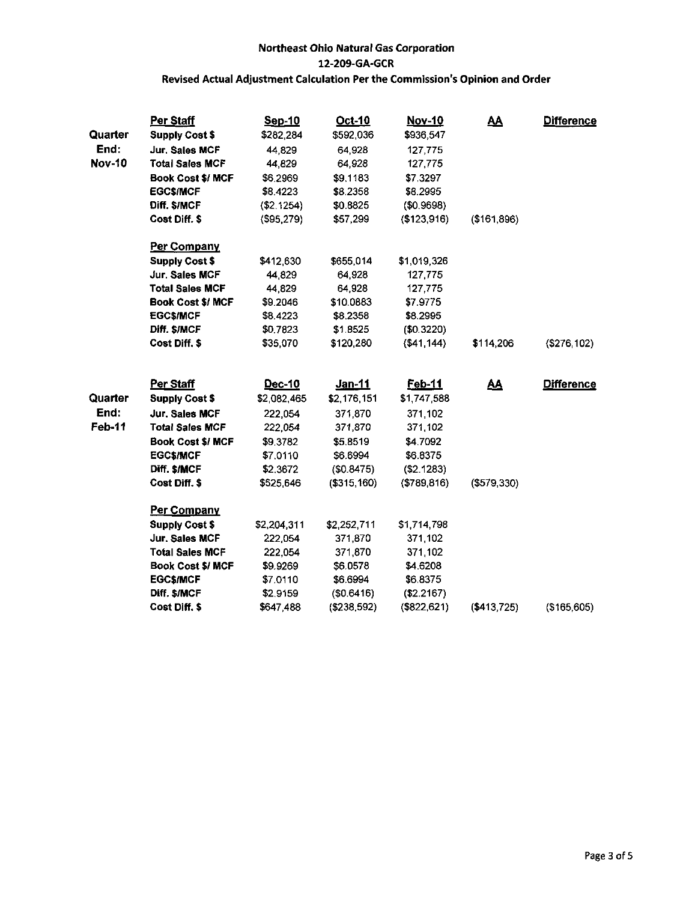**Northeast Ohio Natural Gas Corporation**

**12-209-GA-GCR**

**Revised Actual Adjustment Calculation Per the Commission's Opinion and Order**

| | Per Staff | Sep-10 | Oct-10 | Nov-10 | AA | Difference |
|---|---|---|---|---|---|---|
| Quarter End: Nov-10 | Supply Cost $ | $282,284 | $592,036 | $936,547 | | |
| | Jur. Sales MCF | 44,829 | 64,928 | 127,775 | | |
| | Total Sales MCF | 44,829 | 64,928 | 127,775 | | |
| | Book Cost $/ MCF | $6.2969 | $9.1183 | $7.3297 | | |
| | EGC$/MCF | $8.4223 | $8.2358 | $8.2995 | | |
| | Diff. $/MCF | ($2.1254) | $0.8825 | ($0.9698) | | |
| | Cost Diff. $ | ($95,279) | $57,299 | ($123,916) | ($161,896) | |
| | **Per Company** | | | | | |
| | Supply Cost $ | $412,630 | $655,014 | $1,019,326 | | |
| | Jur. Sales MCF | 44,829 | 64,928 | 127,775 | | |
| | Total Sales MCF | 44,829 | 64,928 | 127,775 | | |
| | Book Cost $/ MCF | $9.2046 | $10.0883 | $7.9775 | | |
| | EGC$/MCF | $8.4223 | $8.2358 | $8.2995 | | |
| | Diff. $/MCF | $0.7823 | $1.8525 | ($0.3220) | | |
| | Cost Diff. $ | $35,070 | $120,280 | ($41,144) | $114,206 | ($276,102) |

| | Per Staff | Dec-10 | Jan-11 | Feb-11 | AA | Difference |
|---|---|---|---|---|---|---|
| Quarter End: Feb-11 | Supply Cost $ | $2,082,465 | $2,176,151 | $1,747,588 | | |
| | Jur. Sales MCF | 222,054 | 371,870 | 371,102 | | |
| | Total Sales MCF | 222,054 | 371,870 | 371,102 | | |
| | Book Cost $/ MCF | $9.3782 | $5.8519 | $4.7092 | | |
| | EGC$/MCF | $7.0110 | $6.6994 | $6.8375 | | |
| | Diff. $/MCF | $2.3672 | ($0.8475) | ($2.1283) | | |
| | Cost Diff. $ | $525,646 | ($315,160) | ($789,816) | ($579,330) | |
| | **Per Company** | | | | | |
| | Supply Cost $ | $2,204,311 | $2,252,711 | $1,714,798 | | |
| | Jur. Sales MCF | 222,054 | 371,870 | 371,102 | | |
| | Total Sales MCF | 222,054 | 371,870 | 371,102 | | |
| | Book Cost $/ MCF | $9.9269 | $6.0578 | $4.6208 | | |
| | EGC$/MCF | $7.0110 | $6.6994 | $6.8375 | | |
| | Diff. $/MCF | $2.9159 | ($0.6416) | ($2.2167) | | |
| | Cost Diff. $ | $647,488 | ($238,592) | ($822,621) | ($413,725) | ($165,605) |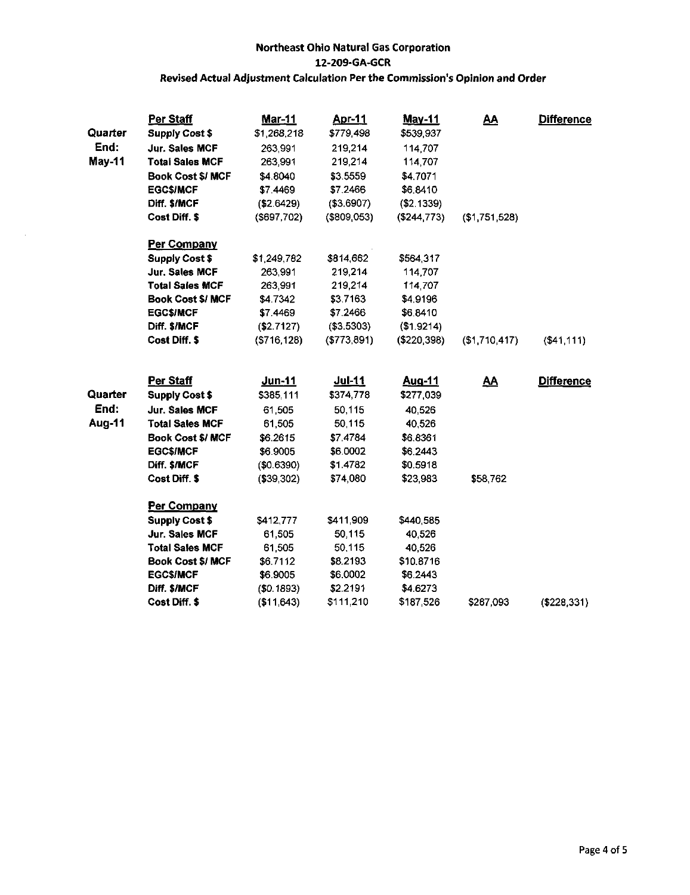**Northeast Ohio Natural Gas Corporation**

**12-209-GA-GCR**

**Revised Actual Adjustment Calculation Per the Commission's Opinion and Order**

| | **Per Staff** | **Mar-11** | **Apr-11** | **May-11** | **AA** | **Difference** |
|---|---|---|---|---|---|---|
| **Quarter** | **Supply Cost $** | $1,268,218 | $779,498 | $539,937 | | |
| **End:** | **Jur. Sales MCF** | 263,991 | 219,214 | 114,707 | | |
| **May-11** | **Total Sales MCF** | 263,991 | 219,214 | 114,707 | | |
| | **Book Cost $/ MCF** | $4.8040 | $3.5559 | $4.7071 | | |
| | **EGC$/MCF** | $7.4469 | $7.2466 | $6.8410 | | |
| | **Diff. $/MCF** | ($2.6429) | ($3.6907) | ($2.1339) | | |
| | **Cost Diff. $** | ($697,702) | ($809,053) | ($244,773) | ($1,751,528) | |
| | **Per Company** | | | | | |
| | **Supply Cost $** | $1,249,782 | $814,662 | $564,317 | | |
| | **Jur. Sales MCF** | 263,991 | 219,214 | 114,707 | | |
| | **Total Sales MCF** | 263,991 | 219,214 | 114,707 | | |
| | **Book Cost $/ MCF** | $4.7342 | $3.7163 | $4.9196 | | |
| | **EGC$/MCF** | $7.4469 | $7.2466 | $6.8410 | | |
| | **Diff. $/MCF** | ($2.7127) | ($3.5303) | ($1.9214) | | |
| | **Cost Diff. $** | ($716,128) | ($773,891) | ($220,398) | ($1,710,417) | ($41,111) |

| | **Per Staff** | **Jun-11** | **Jul-11** | **Aug-11** | **AA** | **Difference** |
|---|---|---|---|---|---|---|
| **Quarter** | **Supply Cost $** | $385,111 | $374,778 | $277,039 | | |
| **End:** | **Jur. Sales MCF** | 61,505 | 50,115 | 40,526 | | |
| **Aug-11** | **Total Sales MCF** | 61,505 | 50,115 | 40,526 | | |
| | **Book Cost $/ MCF** | $6.2615 | $7.4784 | $6.8361 | | |
| | **EGC$/MCF** | $6.9005 | $6.0002 | $6.2443 | | |
| | **Diff. $/MCF** | ($0.6390) | $1.4782 | $0.5918 | | |
| | **Cost Diff. $** | ($39,302) | $74,080 | $23,983 | $58,762 | |
| | **Per Company** | | | | | |
| | **Supply Cost $** | $412,777 | $411,909 | $440,585 | | |
| | **Jur. Sales MCF** | 61,505 | 50,115 | 40,526 | | |
| | **Total Sales MCF** | 61,505 | 50,115 | 40,526 | | |
| | **Book Cost $/ MCF** | $6.7112 | $8.2193 | $10.8716 | | |
| | **EGC$/MCF** | $6.9005 | $6.0002 | $6.2443 | | |
| | **Diff. $/MCF** | ($0.1893) | $2.2191 | $4.6273 | | |
| | **Cost Diff. $** | ($11,643) | $111,210 | $187,526 | $287,093 | ($228,331) |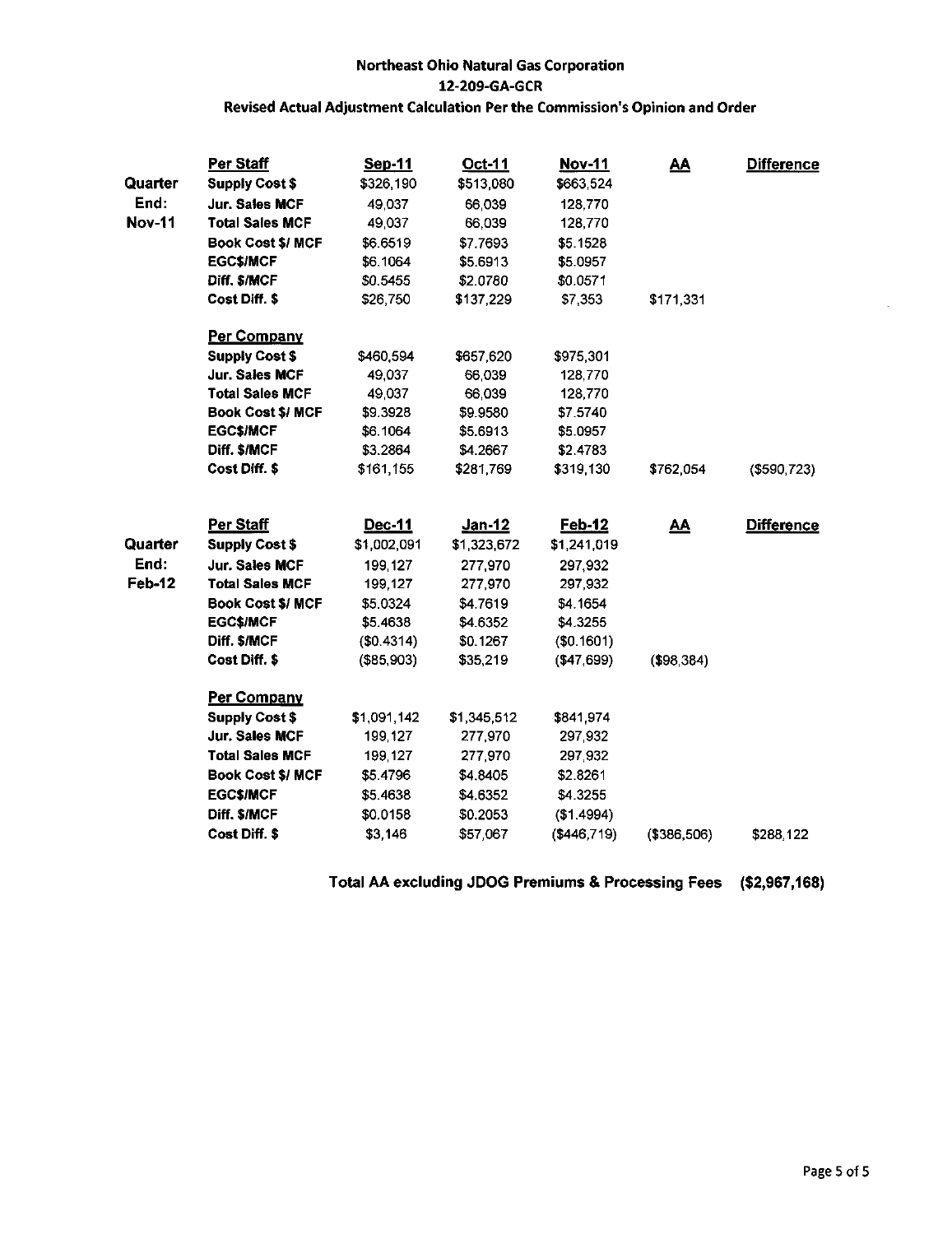**Northeast Ohio Natural Gas Corporation**

**12-209-GA-GCR**

**Revised Actual Adjustment Calculation Per the Commission's Opinion and Order**

| | Per Staff | Sep-11 | Oct-11 | Nov-11 | AA | Difference |
|---|---|---|---|---|---|---|
| Quarter | Supply Cost $ | $326,190 | $513,080 | $663,524 | | |
| End: | Jur. Sales MCF | 49,037 | 66,039 | 128,770 | | |
| Nov-11 | Total Sales MCF | 49,037 | 66,039 | 128,770 | | |
| | Book Cost $/ MCF | $6.6519 | $7.7693 | $5.1528 | | |
| | EGC$/MCF | $6.1064 | $5.6913 | $5.0957 | | |
| | Diff. $/MCF | $0.5455 | $2.0780 | $0.0571 | | |
| | Cost Diff. $ | $26,750 | $137,229 | $7,353 | $171,331 | |
| | **Per Company** | | | | | |
| | Supply Cost $ | $460,594 | $657,620 | $975,301 | | |
| | Jur. Sales MCF | 49,037 | 66,039 | 128,770 | | |
| | Total Sales MCF | 49,037 | 66,039 | 128,770 | | |
| | Book Cost $/ MCF | $9.3928 | $9.9580 | $7.5740 | | |
| | EGC$/MCF | $6.1064 | $5.6913 | $5.0957 | | |
| | Diff. $/MCF | $3.2864 | $4.2667 | $2.4783 | | |
| | Cost Diff. $ | $161,155 | $281,769 | $319,130 | $762,054 | ($590,723) |

| | Per Staff | Dec-11 | Jan-12 | Feb-12 | AA | Difference |
|---|---|---|---|---|---|---|
| Quarter | Supply Cost $ | $1,002,091 | $1,323,672 | $1,241,019 | | |
| End: | Jur. Sales MCF | 199,127 | 277,970 | 297,932 | | |
| Feb-12 | Total Sales MCF | 199,127 | 277,970 | 297,932 | | |
| | Book Cost $/ MCF | $5.0324 | $4.7619 | $4.1654 | | |
| | EGC$/MCF | $5.4638 | $4.6352 | $4.3255 | | |
| | Diff. $/MCF | ($0.4314) | $0.1267 | ($0.1601) | | |
| | Cost Diff. $ | ($85,903) | $35,219 | ($47,699) | ($98,384) | |
| | **Per Company** | | | | | |
| | Supply Cost $ | $1,091,142 | $1,345,512 | $841,974 | | |
| | Jur. Sales MCF | 199,127 | 277,970 | 297,932 | | |
| | Total Sales MCF | 199,127 | 277,970 | 297,932 | | |
| | Book Cost $/ MCF | $5.4796 | $4.8405 | $2.8261 | | |
| | EGC$/MCF | $5.4638 | $4.6352 | $4.3255 | | |
| | Diff. $/MCF | $0.0158 | $0.2053 | ($1.4994) | | |
| | Cost Diff. $ | $3,146 | $57,067 | ($446,719) | ($386,506) | $288,122 |

**Total AA excluding JDOG Premiums & Processing Fees ($2,967,168)**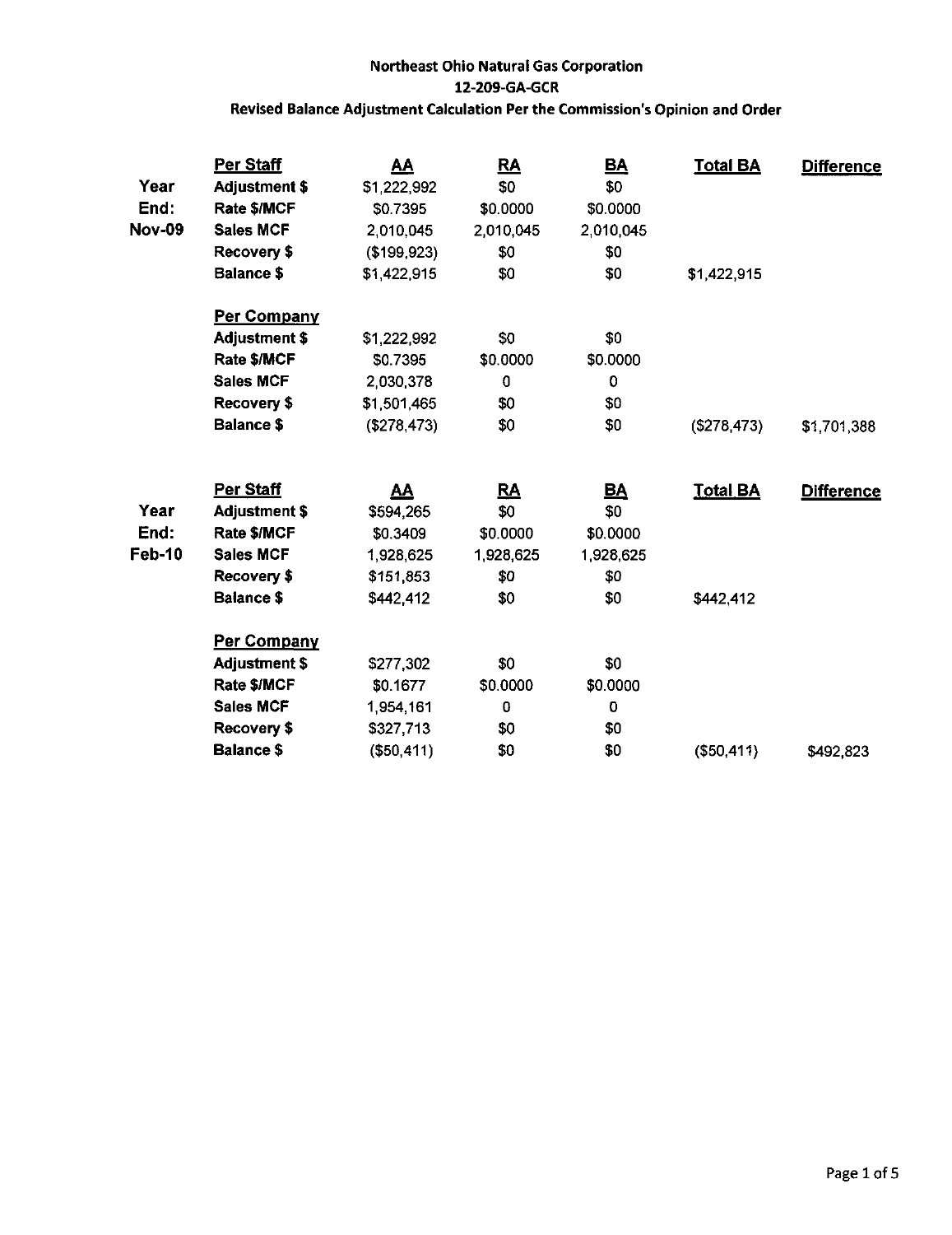**Northeast Ohio Natural Gas Corporation**

**12-209-GA-GCR**

**Revised Balance Adjustment Calculation Per the Commission's Opinion and Order**

| | | AA | RA | BA | Total BA | Difference |
|---|---|---|---|---|---|---|
| **Year End: Nov-09** | **Per Staff** | | | | | |
| | **Adjustment $** | $1,222,992 | $0 | $0 | | |
| | **Rate $/MCF** | $0.7395 | $0.0000 | $0.0000 | | |
| | **Sales MCF** | 2,010,045 | 2,010,045 | 2,010,045 | | |
| | **Recovery $** | ($199,923) | $0 | $0 | | |
| | **Balance $** | $1,422,915 | $0 | $0 | $1,422,915 | |
| | **Per Company** | | | | | |
| | **Adjustment $** | $1,222,992 | $0 | $0 | | |
| | **Rate $/MCF** | $0.7395 | $0.0000 | $0.0000 | | |
| | **Sales MCF** | 2,030,378 | 0 | 0 | | |
| | **Recovery $** | $1,501,465 | $0 | $0 | | |
| | **Balance $** | ($278,473) | $0 | $0 | ($278,473) | $1,701,388 |

| | | AA | RA | BA | Total BA | Difference |
|---|---|---|---|---|---|---|
| **Year End: Feb-10** | **Per Staff** | | | | | |
| | **Adjustment $** | $594,265 | $0 | $0 | | |
| | **Rate $/MCF** | $0.3409 | $0.0000 | $0.0000 | | |
| | **Sales MCF** | 1,928,625 | 1,928,625 | 1,928,625 | | |
| | **Recovery $** | $151,853 | $0 | $0 | | |
| | **Balance $** | $442,412 | $0 | $0 | $442,412 | |
| | **Per Company** | | | | | |
| | **Adjustment $** | $277,302 | $0 | $0 | | |
| | **Rate $/MCF** | $0.1677 | $0.0000 | $0.0000 | | |
| | **Sales MCF** | 1,954,161 | 0 | 0 | | |
| | **Recovery $** | $327,713 | $0 | $0 | | |
| | **Balance $** | ($50,411) | $0 | $0 | ($50,411) | $492,823 |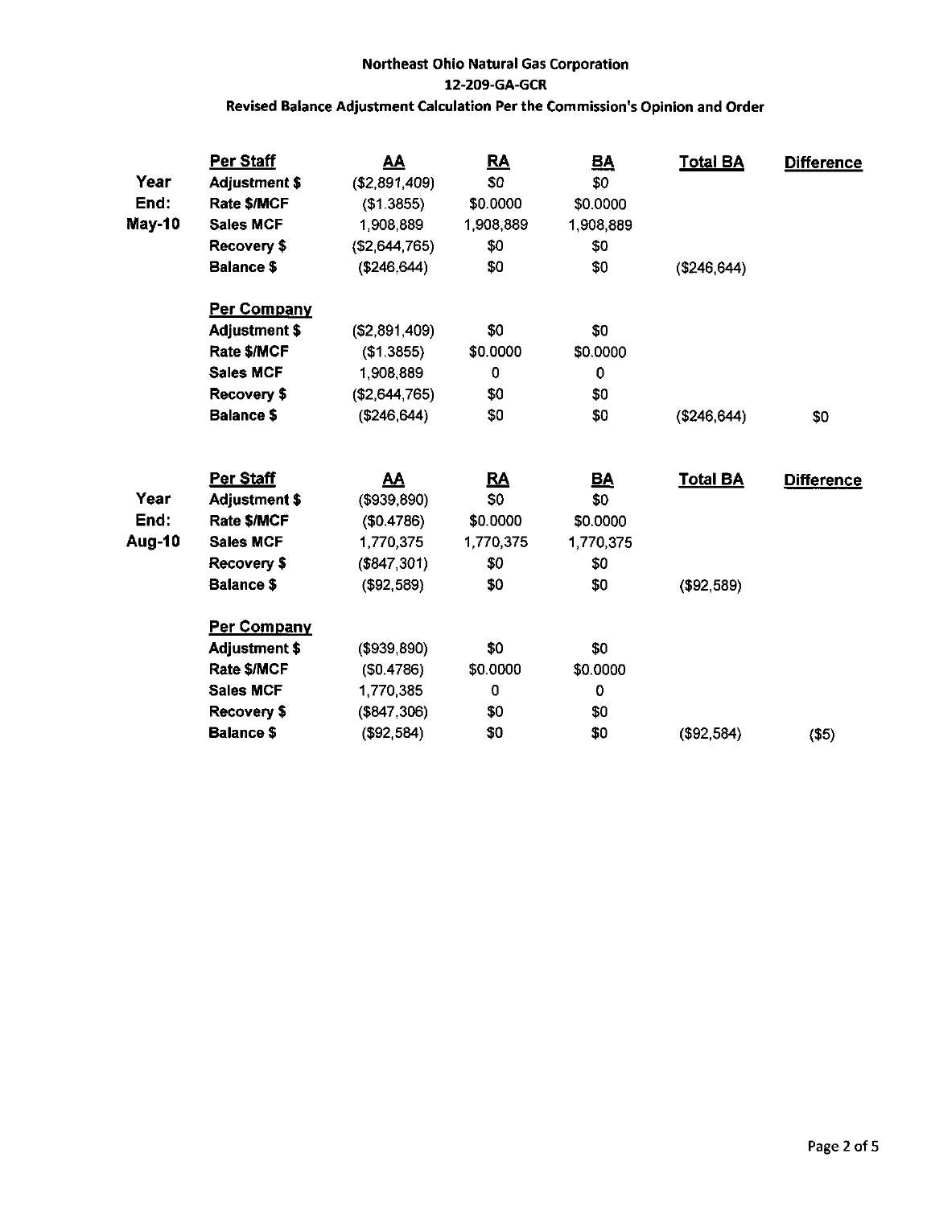**Northeast Ohio Natural Gas Corporation**
**12-209-GA-GCR**
**Revised Balance Adjustment Calculation Per the Commission's Opinion and Order**

| | | AA | RA | BA | Total BA | Difference |
|---|---|---|---|---|---|---|
| Year End: May-10 | **Per Staff** | | | | | |
| | Adjustment $ | ($2,891,409) | $0 | $0 | | |
| | Rate $/MCF | ($1.3855) | $0.0000 | $0.0000 | | |
| | Sales MCF | 1,908,889 | 1,908,889 | 1,908,889 | | |
| | Recovery $ | ($2,644,765) | $0 | $0 | | |
| | Balance $ | ($246,644) | $0 | $0 | ($246,644) | |
| | **Per Company** | | | | | |
| | Adjustment $ | ($2,891,409) | $0 | $0 | | |
| | Rate $/MCF | ($1.3855) | $0.0000 | $0.0000 | | |
| | Sales MCF | 1,908,889 | 0 | 0 | | |
| | Recovery $ | ($2,644,765) | $0 | $0 | | |
| | Balance $ | ($246,644) | $0 | $0 | ($246,644) | $0 |

| | | AA | RA | BA | Total BA | Difference |
|---|---|---|---|---|---|---|
| Year End: Aug-10 | **Per Staff** | | | | | |
| | Adjustment $ | ($939,890) | $0 | $0 | | |
| | Rate $/MCF | ($0.4786) | $0.0000 | $0.0000 | | |
| | Sales MCF | 1,770,375 | 1,770,375 | 1,770,375 | | |
| | Recovery $ | ($847,301) | $0 | $0 | | |
| | Balance $ | ($92,589) | $0 | $0 | ($92,589) | |
| | **Per Company** | | | | | |
| | Adjustment $ | ($939,890) | $0 | $0 | | |
| | Rate $/MCF | ($0.4786) | $0.0000 | $0.0000 | | |
| | Sales MCF | 1,770,385 | 0 | 0 | | |
| | Recovery $ | ($847,306) | $0 | $0 | | |
| | Balance $ | ($92,584) | $0 | $0 | ($92,584) | ($5) |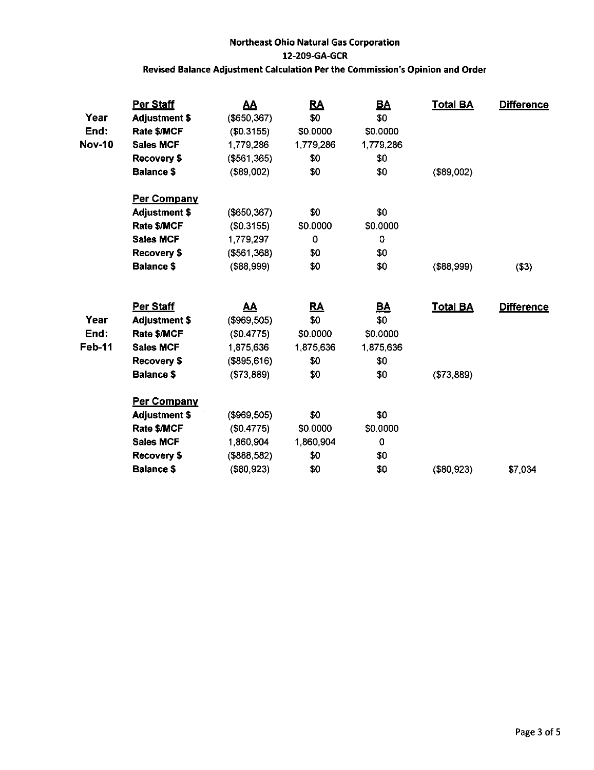**Northeast Ohio Natural Gas Corporation**

**12-209-GA-GCR**

**Revised Balance Adjustment Calculation Per the Commission's Opinion and Order**

| | **Per Staff** | **AA** | **RA** | **BA** | **Total BA** | **Difference** |
|---|---|---|---|---|---|---|
| **Year End: Nov-10** | **Adjustment $** | ($650,367) | $0 | $0 | | |
| | **Rate $/MCF** | ($0.3155) | $0.0000 | $0.0000 | | |
| | **Sales MCF** | 1,779,286 | 1,779,286 | 1,779,286 | | |
| | **Recovery $** | ($561,365) | $0 | $0 | | |
| | **Balance $** | ($89,002) | $0 | $0 | ($89,002) | |
| | **Per Company** | | | | | |
| | **Adjustment $** | ($650,367) | $0 | $0 | | |
| | **Rate $/MCF** | ($0.3155) | $0.0000 | $0.0000 | | |
| | **Sales MCF** | 1,779,297 | 0 | 0 | | |
| | **Recovery $** | ($561,368) | $0 | $0 | | |
| | **Balance $** | ($88,999) | $0 | $0 | ($88,999) | ($3) |

| | **Per Staff** | **AA** | **RA** | **BA** | **Total BA** | **Difference** |
|---|---|---|---|---|---|---|
| **Year End: Feb-11** | **Adjustment $** | ($969,505) | $0 | $0 | | |
| | **Rate $/MCF** | ($0.4775) | $0.0000 | $0.0000 | | |
| | **Sales MCF** | 1,875,636 | 1,875,636 | 1,875,636 | | |
| | **Recovery $** | ($895,616) | $0 | $0 | | |
| | **Balance $** | ($73,889) | $0 | $0 | ($73,889) | |
| | **Per Company** | | | | | |
| | **Adjustment $** | ($969,505) | $0 | $0 | | |
| | **Rate $/MCF** | ($0.4775) | $0.0000 | $0.0000 | | |
| | **Sales MCF** | 1,860,904 | 1,860,904 | 0 | | |
| | **Recovery $** | ($888,582) | $0 | $0 | | |
| | **Balance $** | ($80,923) | $0 | $0 | ($80,923) | $7,034 |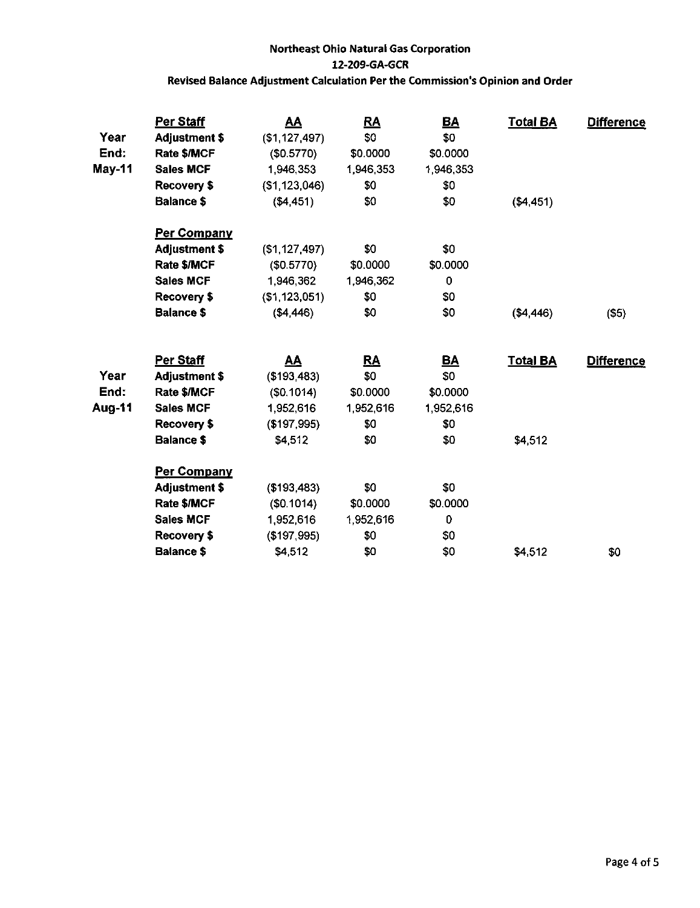**Northeast Ohio Natural Gas Corporation**
**12-209-GA-GCR**
**Revised Balance Adjustment Calculation Per the Commission's Opinion and Order**

| | | AA | RA | BA | Total BA | Difference |
|---|---|---|---|---|---|---|
| Year End: May-11 | **Per Staff** | | | | | |
| | Adjustment $ | ($1,127,497) | $0 | $0 | | |
| | Rate $/MCF | ($0.5770) | $0.0000 | $0.0000 | | |
| | Sales MCF | 1,946,353 | 1,946,353 | 1,946,353 | | |
| | Recovery $ | ($1,123,046) | $0 | $0 | | |
| | Balance $ | ($4,451) | $0 | $0 | ($4,451) | |
| | **Per Company** | | | | | |
| | Adjustment $ | ($1,127,497) | $0 | $0 | | |
| | Rate $/MCF | ($0.5770) | $0.0000 | $0.0000 | | |
| | Sales MCF | 1,946,362 | 1,946,362 | 0 | | |
| | Recovery $ | ($1,123,051) | $0 | $0 | | |
| | Balance $ | ($4,446) | $0 | $0 | ($4,446) | ($5) |

| | | AA | RA | BA | Total BA | Difference |
|---|---|---|---|---|---|---|
| Year End: Aug-11 | **Per Staff** | | | | | |
| | Adjustment $ | ($193,483) | $0 | $0 | | |
| | Rate $/MCF | ($0.1014) | $0.0000 | $0.0000 | | |
| | Sales MCF | 1,952,616 | 1,952,616 | 1,952,616 | | |
| | Recovery $ | ($197,995) | $0 | $0 | | |
| | Balance $ | $4,512 | $0 | $0 | $4,512 | |
| | **Per Company** | | | | | |
| | Adjustment $ | ($193,483) | $0 | $0 | | |
| | Rate $/MCF | ($0.1014) | $0.0000 | $0.0000 | | |
| | Sales MCF | 1,952,616 | 1,952,616 | 0 | | |
| | Recovery $ | ($197,995) | $0 | $0 | | |
| | Balance $ | $4,512 | $0 | $0 | $4,512 | $0 |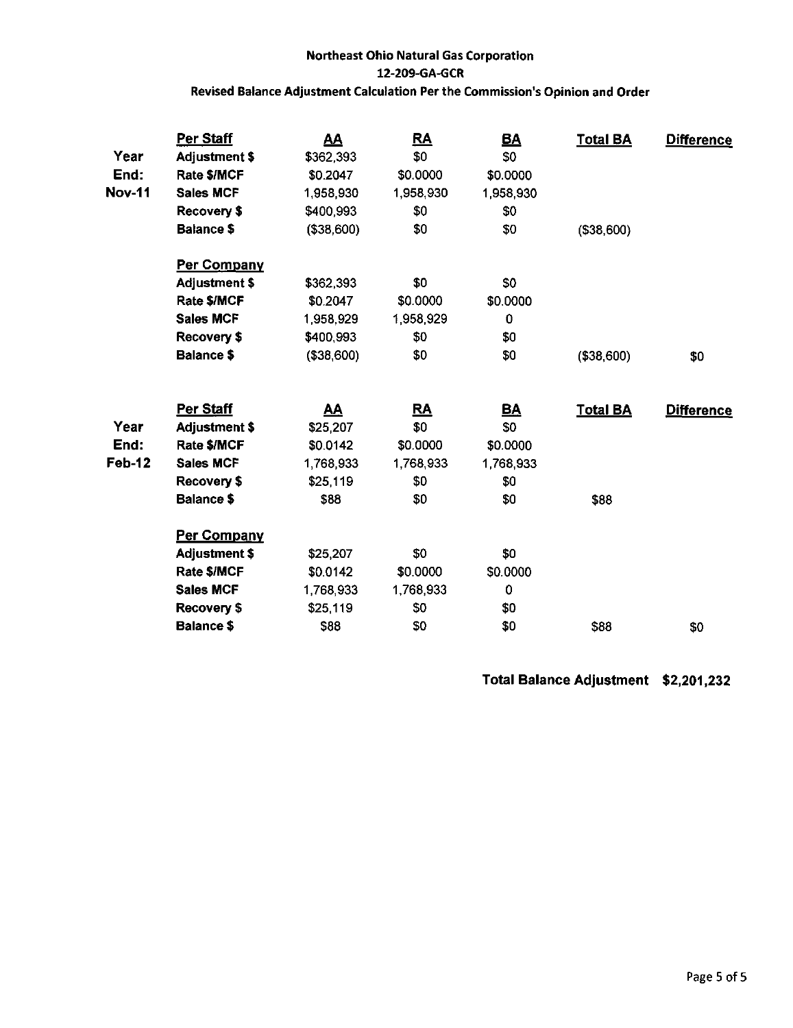**Northeast Ohio Natural Gas Corporation**

**12-209-GA-GCR**

**Revised Balance Adjustment Calculation Per the Commission's Opinion and Order**

| | Per Staff | AA | RA | BA | Total BA | Difference |
|---|---|---|---|---|---|---|
| Year | Adjustment $ | $362,393 | $0 | $0 | | |
| End: | Rate $/MCF | $0.2047 | $0.0000 | $0.0000 | | |
| Nov-11 | Sales MCF | 1,958,930 | 1,958,930 | 1,958,930 | | |
| | Recovery $ | $400,993 | $0 | $0 | | |
| | Balance $ | ($38,600) | $0 | $0 | ($38,600) | |
| | **Per Company** | | | | | |
| | Adjustment $ | $362,393 | $0 | $0 | | |
| | Rate $/MCF | $0.2047 | $0.0000 | $0.0000 | | |
| | Sales MCF | 1,958,929 | 1,958,929 | 0 | | |
| | Recovery $ | $400,993 | $0 | $0 | | |
| | Balance $ | ($38,600) | $0 | $0 | ($38,600) | $0 |

| | Per Staff | AA | RA | BA | Total BA | Difference |
|---|---|---|---|---|---|---|
| Year | Adjustment $ | $25,207 | $0 | $0 | | |
| End: | Rate $/MCF | $0.0142 | $0.0000 | $0.0000 | | |
| Feb-12 | Sales MCF | 1,768,933 | 1,768,933 | 1,768,933 | | |
| | Recovery $ | $25,119 | $0 | $0 | | |
| | Balance $ | $88 | $0 | $0 | $88 | |
| | **Per Company** | | | | | |
| | Adjustment $ | $25,207 | $0 | $0 | | |
| | Rate $/MCF | $0.0142 | $0.0000 | $0.0000 | | |
| | Sales MCF | 1,768,933 | 1,768,933 | 0 | | |
| | Recovery $ | $25,119 | $0 | $0 | | |
| | Balance $ | $88 | $0 | $0 | $88 | $0 |

**Total Balance Adjustment $2,201,232**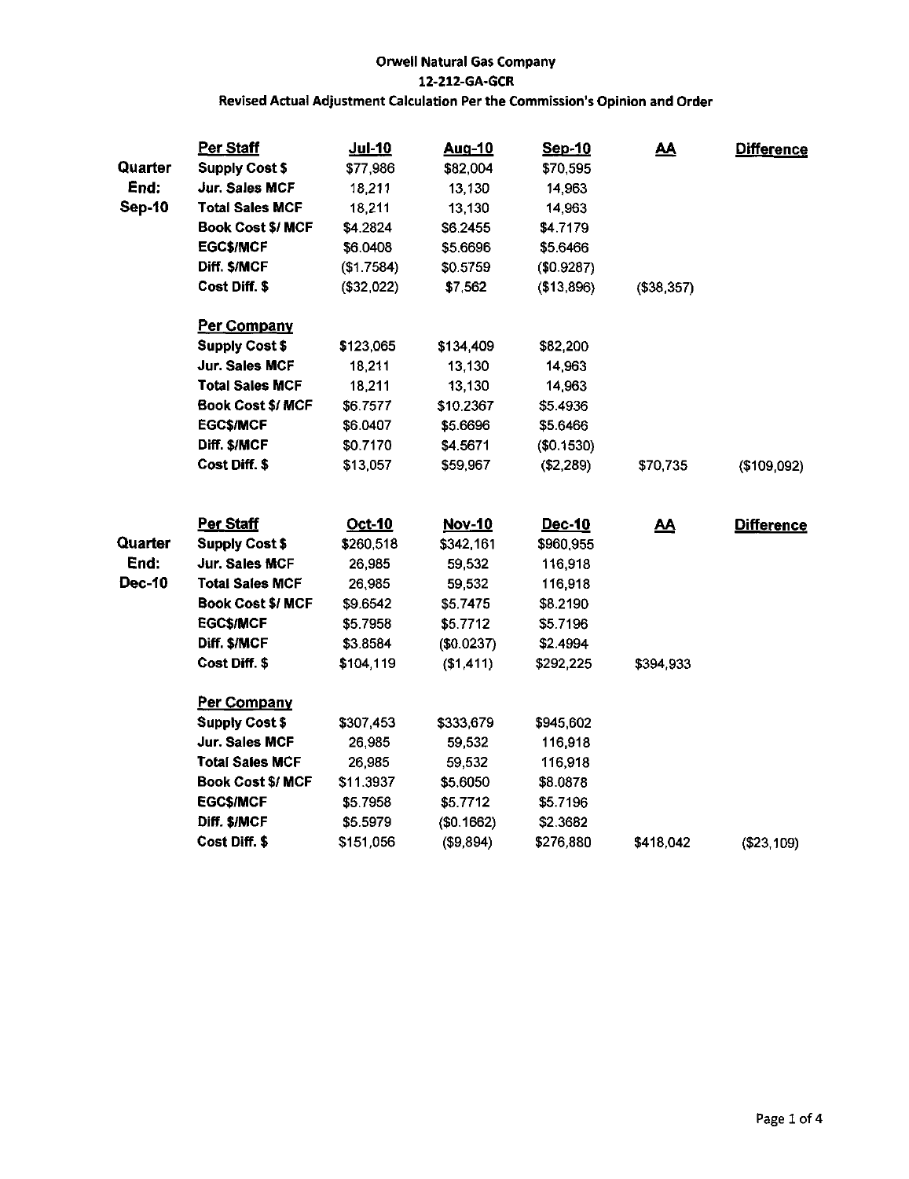**Orwell Natural Gas Company**

**12-212-GA-GCR**

**Revised Actual Adjustment Calculation Per the Commission's Opinion and Order**

| | | Jul-10 | Aug-10 | Sep-10 | AA | Difference |
|---|---|---|---|---|---|---|
| **Quarter End: Sep-10** | **Per Staff** | | | | | |
| | **Supply Cost $** | $77,986 | $82,004 | $70,595 | | |
| | **Jur. Sales MCF** | 18,211 | 13,130 | 14,963 | | |
| | **Total Sales MCF** | 18,211 | 13,130 | 14,963 | | |
| | **Book Cost $/ MCF** | $4.2824 | $6.2455 | $4.7179 | | |
| | **EGC$/MCF** | $6.0408 | $5.6696 | $5.6466 | | |
| | **Diff. $/MCF** | ($1.7584) | $0.5759 | ($0.9287) | | |
| | **Cost Diff. $** | ($32,022) | $7,562 | ($13,896) | ($38,357) | |
| | **Per Company** | | | | | |
| | **Supply Cost $** | $123,065 | $134,409 | $82,200 | | |
| | **Jur. Sales MCF** | 18,211 | 13,130 | 14,963 | | |
| | **Total Sales MCF** | 18,211 | 13,130 | 14,963 | | |
| | **Book Cost $/ MCF** | $6.7577 | $10.2367 | $5.4936 | | |
| | **EGC$/MCF** | $6.0407 | $5.6696 | $5.6466 | | |
| | **Diff. $/MCF** | $0.7170 | $4.5671 | ($0.1530) | | |
| | **Cost Diff. $** | $13,057 | $59,967 | ($2,289) | $70,735 | ($109,092) |

| | | Oct-10 | Nov-10 | Dec-10 | AA | Difference |
|---|---|---|---|---|---|---|
| **Quarter End: Dec-10** | **Per Staff** | | | | | |
| | **Supply Cost $** | $260,518 | $342,161 | $960,955 | | |
| | **Jur. Sales MCF** | 26,985 | 59,532 | 116,918 | | |
| | **Total Sales MCF** | 26,985 | 59,532 | 116,918 | | |
| | **Book Cost $/ MCF** | $9.6542 | $5.7475 | $8.2190 | | |
| | **EGC$/MCF** | $5.7958 | $5.7712 | $5.7196 | | |
| | **Diff. $/MCF** | $3.8584 | ($0.0237) | $2.4994 | | |
| | **Cost Diff. $** | $104,119 | ($1,411) | $292,225 | $394,933 | |
| | **Per Company** | | | | | |
| | **Supply Cost $** | $307,453 | $333,679 | $945,602 | | |
| | **Jur. Sales MCF** | 26,985 | 59,532 | 116,918 | | |
| | **Total Sales MCF** | 26,985 | 59,532 | 116,918 | | |
| | **Book Cost $/ MCF** | $11.3937 | $5.6050 | $8.0878 | | |
| | **EGC$/MCF** | $5.7958 | $5.7712 | $5.7196 | | |
| | **Diff. $/MCF** | $5.5979 | ($0.1662) | $2.3682 | | |
| | **Cost Diff. $** | $151,056 | ($9,894) | $276,880 | $418,042 | ($23,109) |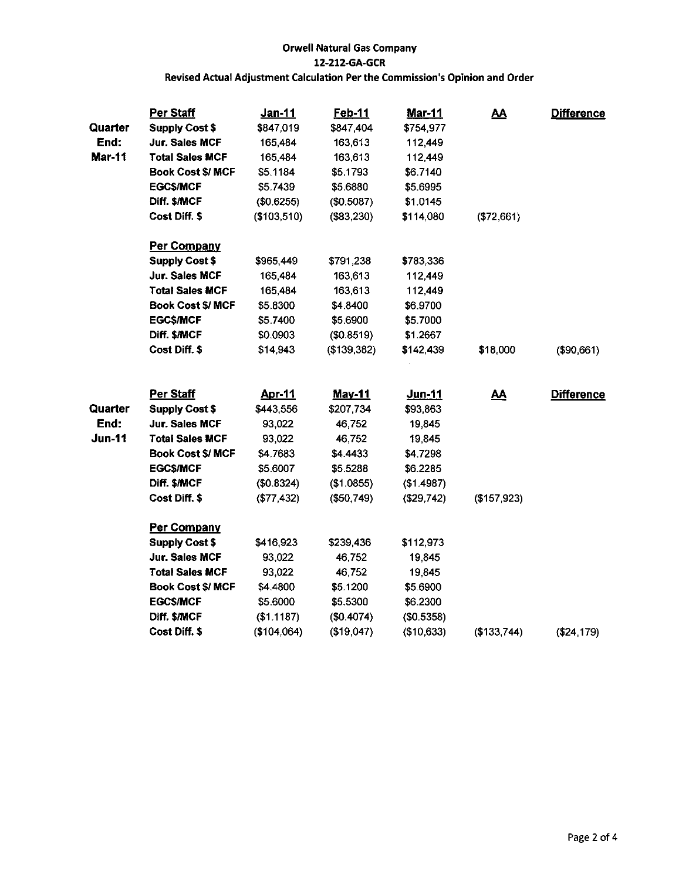**Orwell Natural Gas Company**
**12-212-GA-GCR**
**Revised Actual Adjustment Calculation Per the Commission's Opinion and Order**

| | Per Staff | Jan-11 | Feb-11 | Mar-11 | AA | Difference |
|---|---|---|---|---|---|---|
| Quarter | Supply Cost $ | $847,019 | $847,404 | $754,977 | | |
| End: | Jur. Sales MCF | 165,484 | 163,613 | 112,449 | | |
| Mar-11 | Total Sales MCF | 165,484 | 163,613 | 112,449 | | |
| | Book Cost $/ MCF | $5.1184 | $5.1793 | $6.7140 | | |
| | EGC$/MCF | $5.7439 | $5.6880 | $5.6995 | | |
| | Diff. $/MCF | ($0.6255) | ($0.5087) | $1.0145 | | |
| | Cost Diff. $ | ($103,510) | ($83,230) | $114,080 | ($72,661) | |
| | **Per Company** | | | | | |
| | Supply Cost $ | $965,449 | $791,238 | $783,336 | | |
| | Jur. Sales MCF | 165,484 | 163,613 | 112,449 | | |
| | Total Sales MCF | 165,484 | 163,613 | 112,449 | | |
| | Book Cost $/ MCF | $5.8300 | $4.8400 | $6.9700 | | |
| | EGC$/MCF | $5.7400 | $5.6900 | $5.7000 | | |
| | Diff. $/MCF | $0.0903 | ($0.8519) | $1.2667 | | |
| | Cost Diff. $ | $14,943 | ($139,382) | $142,439 | $18,000 | ($90,661) |

| | Per Staff | Apr-11 | May-11 | Jun-11 | AA | Difference |
|---|---|---|---|---|---|---|
| Quarter | Supply Cost $ | $443,556 | $207,734 | $93,863 | | |
| End: | Jur. Sales MCF | 93,022 | 46,752 | 19,845 | | |
| Jun-11 | Total Sales MCF | 93,022 | 46,752 | 19,845 | | |
| | Book Cost $/ MCF | $4.7683 | $4.4433 | $4.7298 | | |
| | EGC$/MCF | $5.6007 | $5.5288 | $6.2285 | | |
| | Diff. $/MCF | ($0.8324) | ($1.0855) | ($1.4987) | | |
| | Cost Diff. $ | ($77,432) | ($50,749) | ($29,742) | ($157,923) | |
| | **Per Company** | | | | | |
| | Supply Cost $ | $416,923 | $239,436 | $112,973 | | |
| | Jur. Sales MCF | 93,022 | 46,752 | 19,845 | | |
| | Total Sales MCF | 93,022 | 46,752 | 19,845 | | |
| | Book Cost $/ MCF | $4.4800 | $5.1200 | $5.6900 | | |
| | EGC$/MCF | $5.6000 | $5.5300 | $6.2300 | | |
| | Diff. $/MCF | ($1.1187) | ($0.4074) | ($0.5358) | | |
| | Cost Diff. $ | ($104,064) | ($19,047) | ($10,633) | ($133,744) | ($24,179) |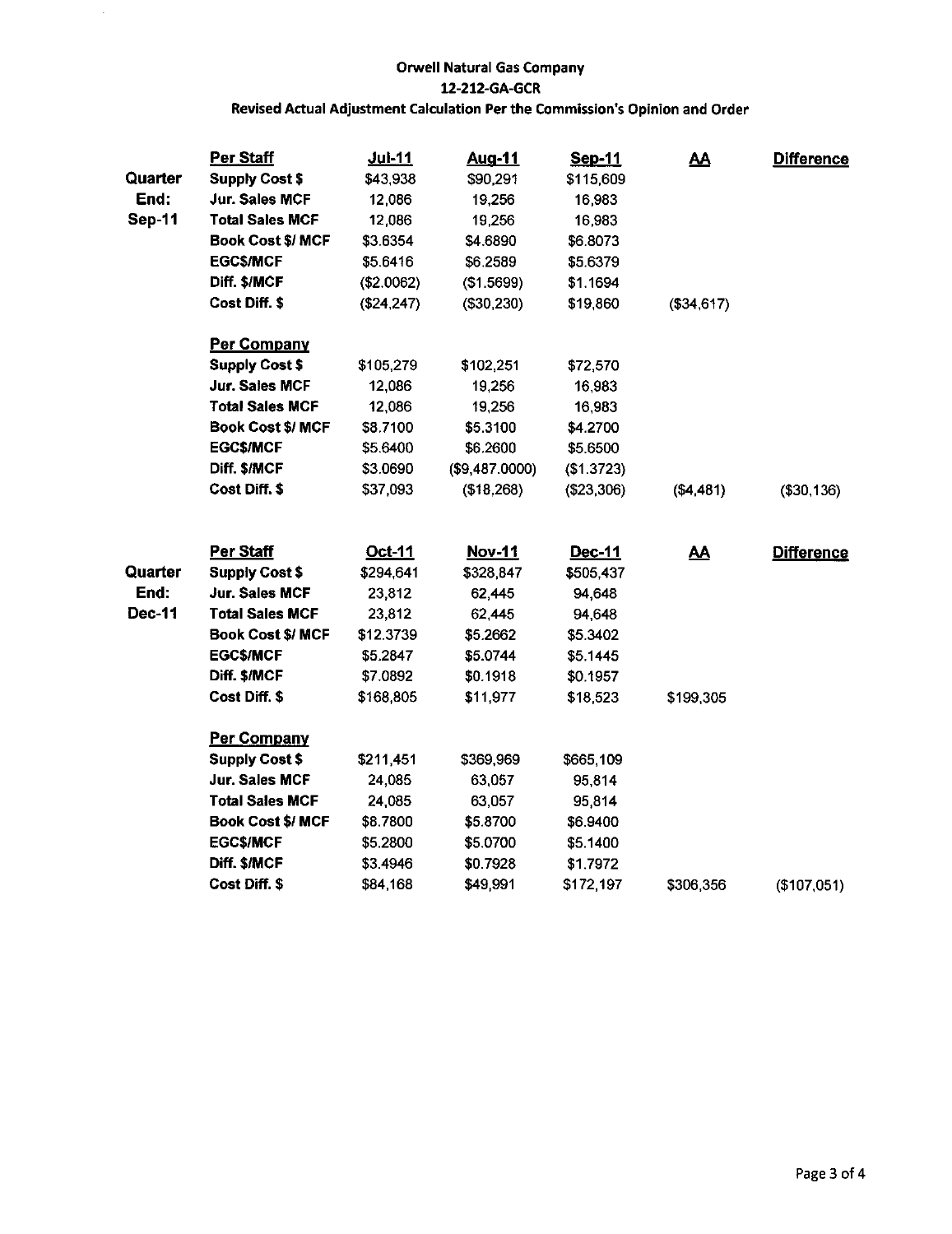# Orwell Natural Gas Company

## 12-212-GA-GCR

### Revised Actual Adjustment Calculation Per the Commission's Opinion and Order

| | | Jul-11 | Aug-11 | Sep-11 | AA | Difference |
|---|---|---|---|---|---|---|
| **Quarter End: Sep-11** | **Per Staff** | | | | | |
| | **Supply Cost $** | $43,938 | $90,291 | $115,609 | | |
| | **Jur. Sales MCF** | 12,086 | 19,256 | 16,983 | | |
| | **Total Sales MCF** | 12,086 | 19,256 | 16,983 | | |
| | **Book Cost $/ MCF** | $3.6354 | $4.6890 | $6.8073 | | |
| | **EGC$/MCF** | $5.6416 | $6.2589 | $5.6379 | | |
| | **Diff. $/MCF** | ($2.0062) | ($1.5699) | $1.1694 | | |
| | **Cost Diff. $** | ($24,247) | ($30,230) | $19,860 | ($34,617) | |
| | **Per Company** | | | | | |
| | **Supply Cost $** | $105,279 | $102,251 | $72,570 | | |
| | **Jur. Sales MCF** | 12,086 | 19,256 | 16,983 | | |
| | **Total Sales MCF** | 12,086 | 19,256 | 16,983 | | |
| | **Book Cost $/ MCF** | $8.7100 | $5.3100 | $4.2700 | | |
| | **EGC$/MCF** | $5.6400 | $6.2600 | $5.6500 | | |
| | **Diff. $/MCF** | $3.0690 | ($9,487.0000) | ($1.3723) | | |
| | **Cost Diff. $** | $37,093 | ($18,268) | ($23,306) | ($4,481) | ($30,136) |

| | | Oct-11 | Nov-11 | Dec-11 | AA | Difference |
|---|---|---|---|---|---|---|
| **Quarter End: Dec-11** | **Per Staff** | | | | | |
| | **Supply Cost $** | $294,641 | $328,847 | $505,437 | | |
| | **Jur. Sales MCF** | 23,812 | 62,445 | 94,648 | | |
| | **Total Sales MCF** | 23,812 | 62,445 | 94,648 | | |
| | **Book Cost $/ MCF** | $12.3739 | $5.2662 | $5.3402 | | |
| | **EGC$/MCF** | $5.2847 | $5.0744 | $5.1445 | | |
| | **Diff. $/MCF** | $7.0892 | $0.1918 | $0.1957 | | |
| | **Cost Diff. $** | $168,805 | $11,977 | $18,523 | $199,305 | |
| | **Per Company** | | | | | |
| | **Supply Cost $** | $211,451 | $369,969 | $665,109 | | |
| | **Jur. Sales MCF** | 24,085 | 63,057 | 95,814 | | |
| | **Total Sales MCF** | 24,085 | 63,057 | 95,814 | | |
| | **Book Cost $/ MCF** | $8.7800 | $5.8700 | $6.9400 | | |
| | **EGC$/MCF** | $5.2800 | $5.0700 | $5.1400 | | |
| | **Diff. $/MCF** | $3.4946 | $0.7928 | $1.7972 | | |
| | **Cost Diff. $** | $84,168 | $49,991 | $172,197 | $306,356 | ($107,051) |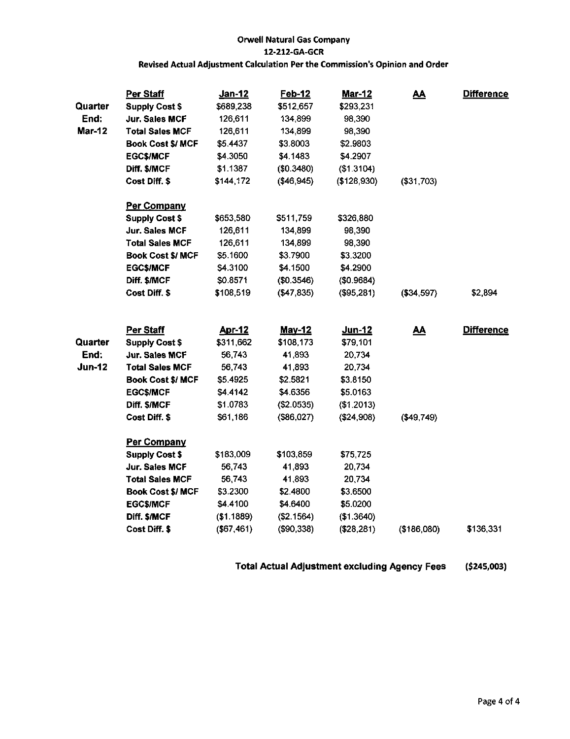**Orwell Natural Gas Company**

**12-212-GA-GCR**

**Revised Actual Adjustment Calculation Per the Commission's Opinion and Order**

| | Per Staff | Jan-12 | Feb-12 | Mar-12 | AA | Difference |
|---|---|---|---|---|---|---|
| Quarter | Supply Cost $ | $689,238 | $512,657 | $293,231 | | |
| End: | Jur. Sales MCF | 126,611 | 134,899 | 98,390 | | |
| Mar-12 | Total Sales MCF | 126,611 | 134,899 | 98,390 | | |
| | Book Cost $/ MCF | $5.4437 | $3.8003 | $2.9803 | | |
| | EGC$/MCF | $4.3050 | $4.1483 | $4.2907 | | |
| | Diff. $/MCF | $1.1387 | ($0.3480) | ($1.3104) | | |
| | Cost Diff. $ | $144,172 | ($46,945) | ($128,930) | ($31,703) | |
| | **Per Company** | | | | | |
| | Supply Cost $ | $653,580 | $511,759 | $326,880 | | |
| | Jur. Sales MCF | 126,611 | 134,899 | 98,390 | | |
| | Total Sales MCF | 126,611 | 134,899 | 98,390 | | |
| | Book Cost $/ MCF | $5.1600 | $3.7900 | $3.3200 | | |
| | EGC$/MCF | $4.3100 | $4.1500 | $4.2900 | | |
| | Diff. $/MCF | $0.8571 | ($0.3546) | ($0.9684) | | |
| | Cost Diff. $ | $108,519 | ($47,835) | ($95,281) | ($34,597) | $2,894 |

| | Per Staff | Apr-12 | May-12 | Jun-12 | AA | Difference |
|---|---|---|---|---|---|---|
| Quarter | Supply Cost $ | $311,662 | $108,173 | $79,101 | | |
| End: | Jur. Sales MCF | 56,743 | 41,893 | 20,734 | | |
| Jun-12 | Total Sales MCF | 56,743 | 41,893 | 20,734 | | |
| | Book Cost $/ MCF | $5.4925 | $2.5821 | $3.8150 | | |
| | EGC$/MCF | $4.4142 | $4.6356 | $5.0163 | | |
| | Diff. $/MCF | $1.0783 | ($2.0535) | ($1.2013) | | |
| | Cost Diff. $ | $61,186 | ($86,027) | ($24,908) | ($49,749) | |
| | **Per Company** | | | | | |
| | Supply Cost $ | $183,009 | $103,859 | $75,725 | | |
| | Jur. Sales MCF | 56,743 | 41,893 | 20,734 | | |
| | Total Sales MCF | 56,743 | 41,893 | 20,734 | | |
| | Book Cost $/ MCF | $3.2300 | $2.4800 | $3.6500 | | |
| | EGC$/MCF | $4.4100 | $4.6400 | $5.0200 | | |
| | Diff. $/MCF | ($1.1889) | ($2.1564) | ($1.3640) | | |
| | Cost Diff. $ | ($67,461) | ($90,338) | ($28,281) | ($186,080) | $136,331 |

**Total Actual Adjustment excluding Agency Fees ($245,003)**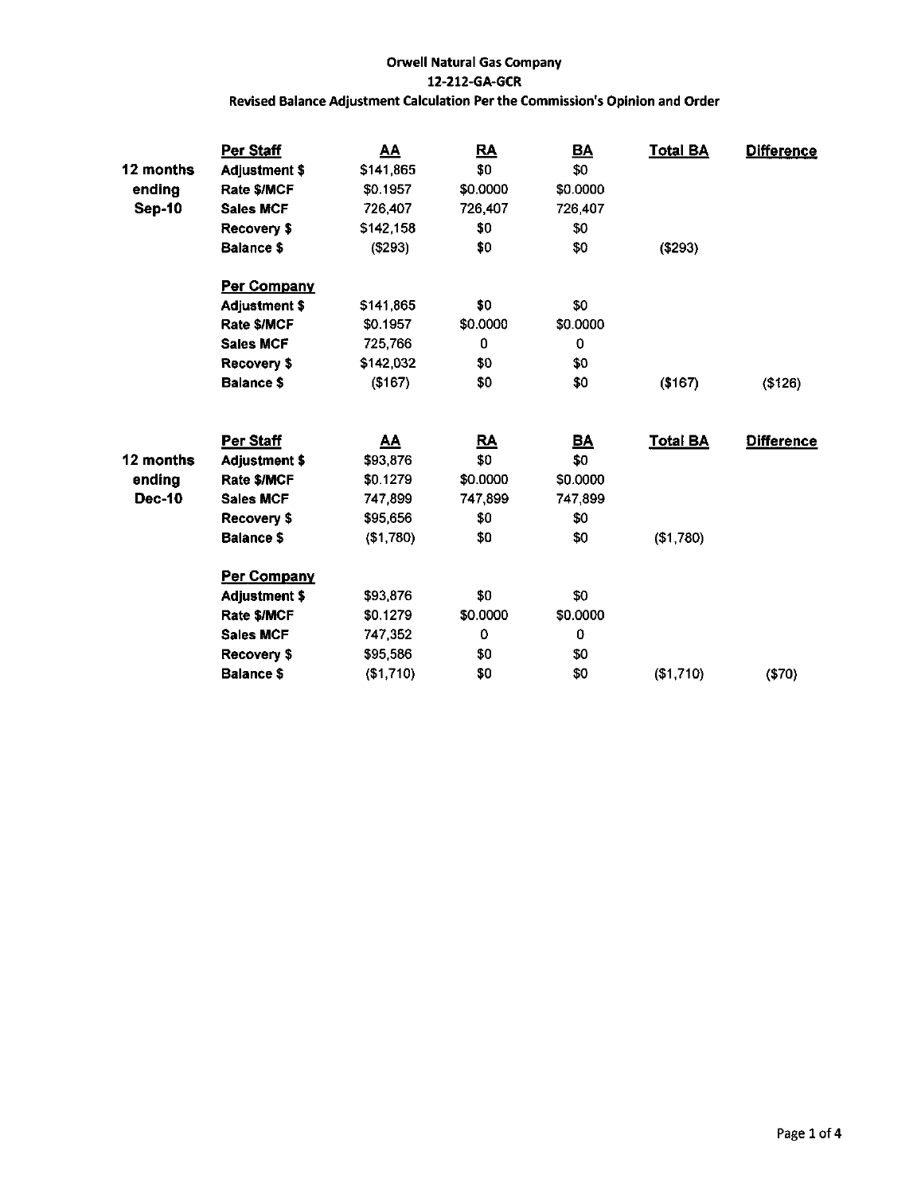**Orwell Natural Gas Company**
**12-212-GA-GCR**
**Revised Balance Adjustment Calculation Per the Commission's Opinion and Order**

| | **Per Staff** | **AA** | **RA** | **BA** | **Total BA** | **Difference** |
|---|---|---|---|---|---|---|
| **12 months ending Sep-10** | **Adjustment $** | $141,865 | $0 | $0 | | |
| | **Rate $/MCF** | $0.1957 | $0.0000 | $0.0000 | | |
| | **Sales MCF** | 726,407 | 726,407 | 726,407 | | |
| | **Recovery $** | $142,158 | $0 | $0 | | |
| | **Balance $** | ($293) | $0 | $0 | ($293) | |
| | **Per Company** | | | | | |
| | **Adjustment $** | $141,865 | $0 | $0 | | |
| | **Rate $/MCF** | $0.1957 | $0.0000 | $0.0000 | | |
| | **Sales MCF** | 725,766 | 0 | 0 | | |
| | **Recovery $** | $142,032 | $0 | $0 | | |
| | **Balance $** | ($167) | $0 | $0 | ($167) | ($126) |

| | **Per Staff** | **AA** | **RA** | **BA** | **Total BA** | **Difference** |
|---|---|---|---|---|---|---|
| **12 months ending Dec-10** | **Adjustment $** | $93,876 | $0 | $0 | | |
| | **Rate $/MCF** | $0.1279 | $0.0000 | $0.0000 | | |
| | **Sales MCF** | 747,899 | 747,899 | 747,899 | | |
| | **Recovery $** | $95,656 | $0 | $0 | | |
| | **Balance $** | ($1,780) | $0 | $0 | ($1,780) | |
| | **Per Company** | | | | | |
| | **Adjustment $** | $93,876 | $0 | $0 | | |
| | **Rate $/MCF** | $0.1279 | $0.0000 | $0.0000 | | |
| | **Sales MCF** | 747,352 | 0 | 0 | | |
| | **Recovery $** | $95,586 | $0 | $0 | | |
| | **Balance $** | ($1,710) | $0 | $0 | ($1,710) | ($70) |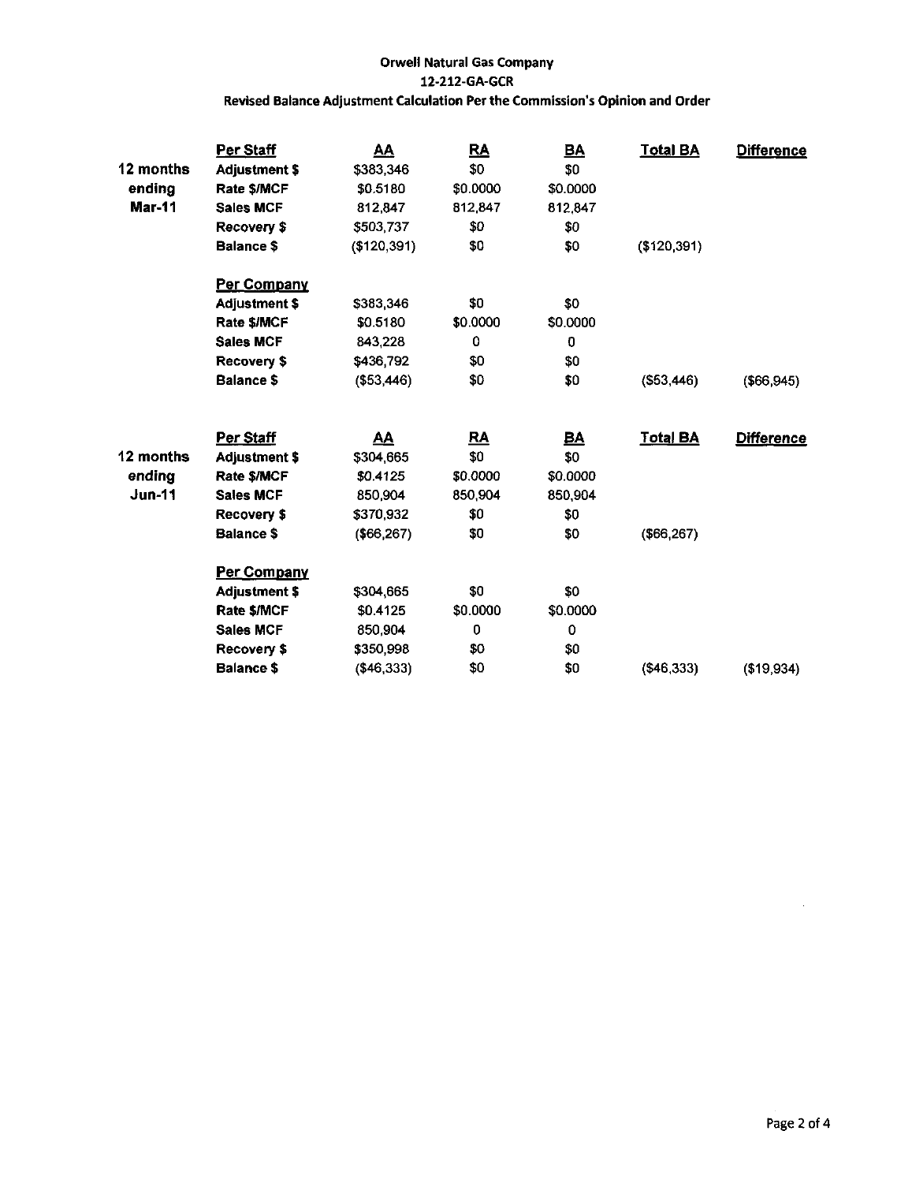**Orwell Natural Gas Company**
**12-212-GA-GCR**
**Revised Balance Adjustment Calculation Per the Commission's Opinion and Order**

| | Per Staff | AA | RA | BA | Total BA | Difference |
|---|---|---|---|---|---|---|
| 12 months ending Mar-11 | Adjustment $ | $383,346 | $0 | $0 | | |
| | Rate $/MCF | $0.5180 | $0.0000 | $0.0000 | | |
| | Sales MCF | 812,847 | 812,847 | 812,847 | | |
| | Recovery $ | $503,737 | $0 | $0 | | |
| | Balance $ | ($120,391) | $0 | $0 | ($120,391) | |
| | **Per Company** | | | | | |
| | Adjustment $ | $383,346 | $0 | $0 | | |
| | Rate $/MCF | $0.5180 | $0.0000 | $0.0000 | | |
| | Sales MCF | 843,228 | 0 | 0 | | |
| | Recovery $ | $436,792 | $0 | $0 | | |
| | Balance $ | ($53,446) | $0 | $0 | ($53,446) | ($66,945) |

| | Per Staff | AA | RA | BA | Total BA | Difference |
|---|---|---|---|---|---|---|
| 12 months ending Jun-11 | Adjustment $ | $304,665 | $0 | $0 | | |
| | Rate $/MCF | $0.4125 | $0.0000 | $0.0000 | | |
| | Sales MCF | 850,904 | 850,904 | 850,904 | | |
| | Recovery $ | $370,932 | $0 | $0 | | |
| | Balance $ | ($66,267) | $0 | $0 | ($66,267) | |
| | **Per Company** | | | | | |
| | Adjustment $ | $304,665 | $0 | $0 | | |
| | Rate $/MCF | $0.4125 | $0.0000 | $0.0000 | | |
| | Sales MCF | 850,904 | 0 | 0 | | |
| | Recovery $ | $350,998 | $0 | $0 | | |
| | Balance $ | ($46,333) | $0 | $0 | ($46,333) | ($19,934) |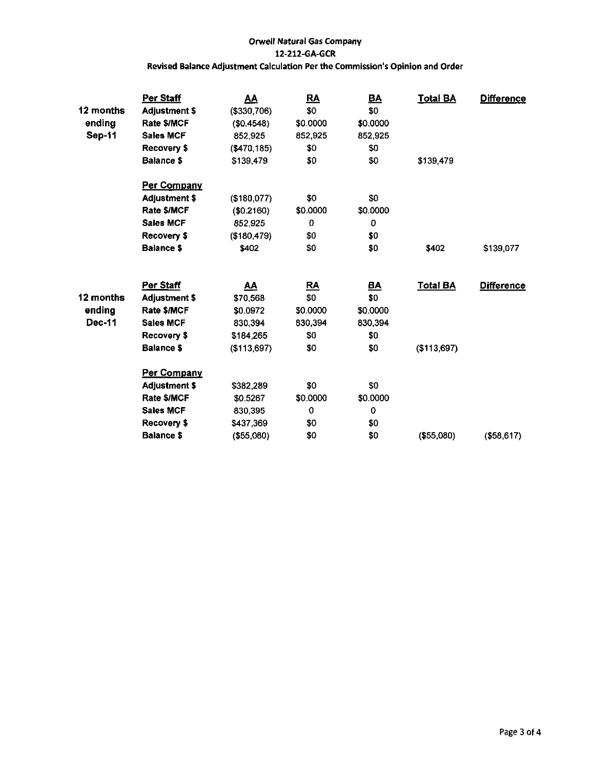# Orwell Natural Gas Company

## 12-212-GA-GCR

### Revised Balance Adjustment Calculation Per the Commission's Opinion and Order

| | | AA | RA | BA | Total BA | Difference |
|---|---|---|---|---|---|---|
| 12 months ending Sep-11 | **Per Staff** | **AA** | **RA** | **BA** | **Total BA** | **Difference** |
| | Adjustment $ | ($330,706) | $0 | $0 | | |
| | Rate $/MCF | ($0.4548) | $0.0000 | $0.0000 | | |
| | Sales MCF | 852,925 | 852,925 | 852,925 | | |
| | Recovery $ | ($470,185) | $0 | $0 | | |
| | Balance $ | $139,479 | $0 | $0 | $139,479 | |
| | **Per Company** | | | | | |
| | Adjustment $ | ($180,077) | $0 | $0 | | |
| | Rate $/MCF | ($0.2160) | $0.0000 | $0.0000 | | |
| | Sales MCF | 852,925 | 0 | 0 | | |
| | Recovery $ | ($180,479) | $0 | $0 | | |
| | Balance $ | $402 | $0 | $0 | $402 | $139,077 |
| 12 months ending Dec-11 | **Per Staff** | **AA** | **RA** | **BA** | **Total BA** | **Difference** |
| | Adjustment $ | $70,568 | $0 | $0 | | |
| | Rate $/MCF | $0.0972 | $0.0000 | $0.0000 | | |
| | Sales MCF | 830,394 | 830,394 | 830,394 | | |
| | Recovery $ | $184,265 | $0 | $0 | | |
| | Balance $ | ($113,697) | $0 | $0 | ($113,697) | |
| | **Per Company** | | | | | |
| | Adjustment $ | $382,289 | $0 | $0 | | |
| | Rate $/MCF | $0.5267 | $0.0000 | $0.0000 | | |
| | Sales MCF | 830,395 | 0 | 0 | | |
| | Recovery $ | $437,369 | $0 | $0 | | |
| | Balance $ | ($55,080) | $0 | $0 | ($55,080) | ($58,617) |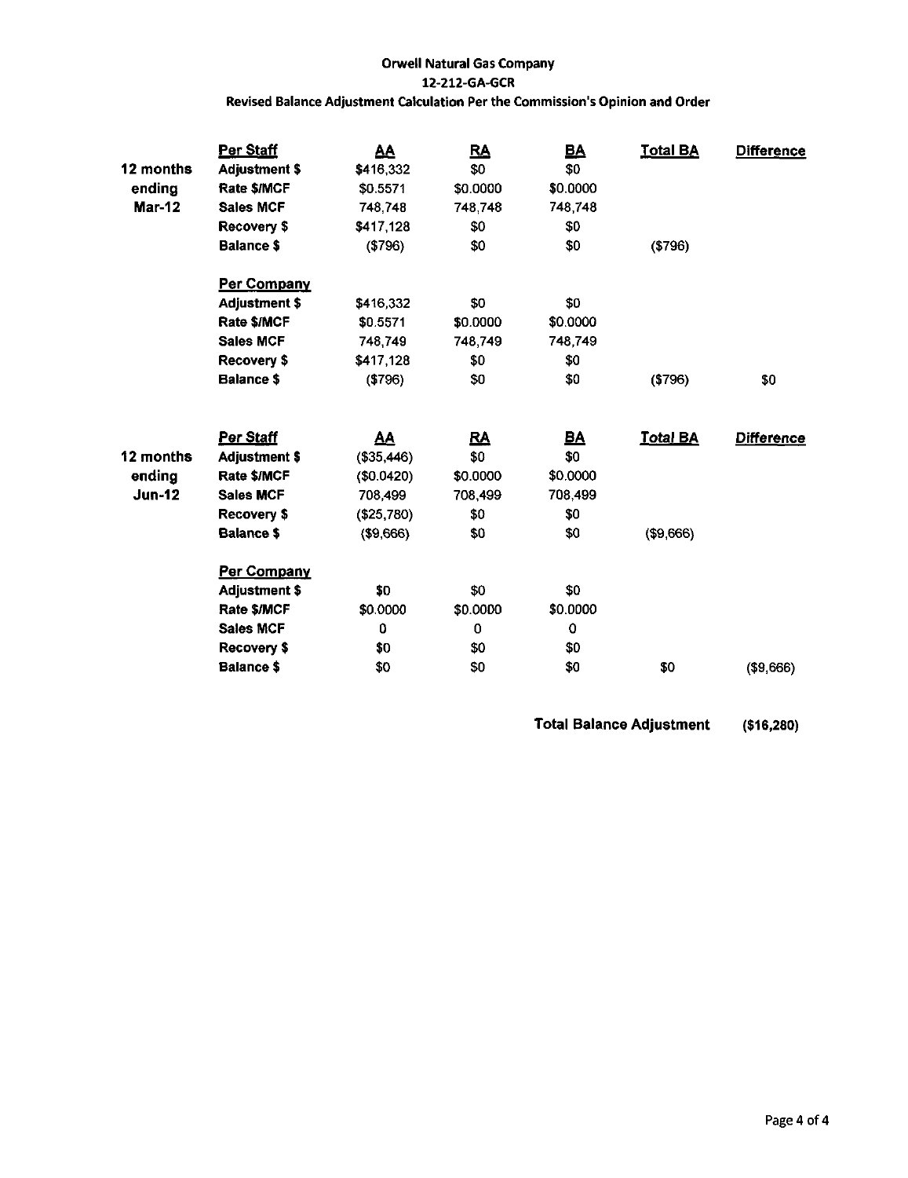**Orwell Natural Gas Company**

**12-212-GA-GCR**

**Revised Balance Adjustment Calculation Per the Commission's Opinion and Order**

| | | AA | RA | BA | Total BA | Difference |
|---|---|---|---|---|---|---|
| **12 months ending Mar-12** | **Per Staff** | | | | | |
| | **Adjustment $** | $416,332 | $0 | $0 | | |
| | **Rate $/MCF** | $0.5571 | $0.0000 | $0.0000 | | |
| | **Sales MCF** | 748,748 | 748,748 | 748,748 | | |
| | **Recovery $** | $417,128 | $0 | $0 | | |
| | **Balance $** | ($796) | $0 | $0 | ($796) | |
| | **Per Company** | | | | | |
| | **Adjustment $** | $416,332 | $0 | $0 | | |
| | **Rate $/MCF** | $0.5571 | $0.0000 | $0.0000 | | |
| | **Sales MCF** | 748,749 | 748,749 | 748,749 | | |
| | **Recovery $** | $417,128 | $0 | $0 | | |
| | **Balance $** | ($796) | $0 | $0 | ($796) | $0 |

| | | AA | RA | BA | Total BA | Difference |
|---|---|---|---|---|---|---|
| **12 months ending Jun-12** | **Per Staff** | | | | | |
| | **Adjustment $** | ($35,446) | $0 | $0 | | |
| | **Rate $/MCF** | ($0.0420) | $0.0000 | $0.0000 | | |
| | **Sales MCF** | 708,499 | 708,499 | 708,499 | | |
| | **Recovery $** | ($25,780) | $0 | $0 | | |
| | **Balance $** | ($9,666) | $0 | $0 | ($9,666) | |
| | **Per Company** | | | | | |
| | **Adjustment $** | $0 | $0 | $0 | | |
| | **Rate $/MCF** | $0.0000 | $0.0000 | $0.0000 | | |
| | **Sales MCF** | 0 | 0 | 0 | | |
| | **Recovery $** | $0 | $0 | $0 | | |
| | **Balance $** | $0 | $0 | $0 | $0 | ($9,666) |

**Total Balance Adjustment** **($16,280)**